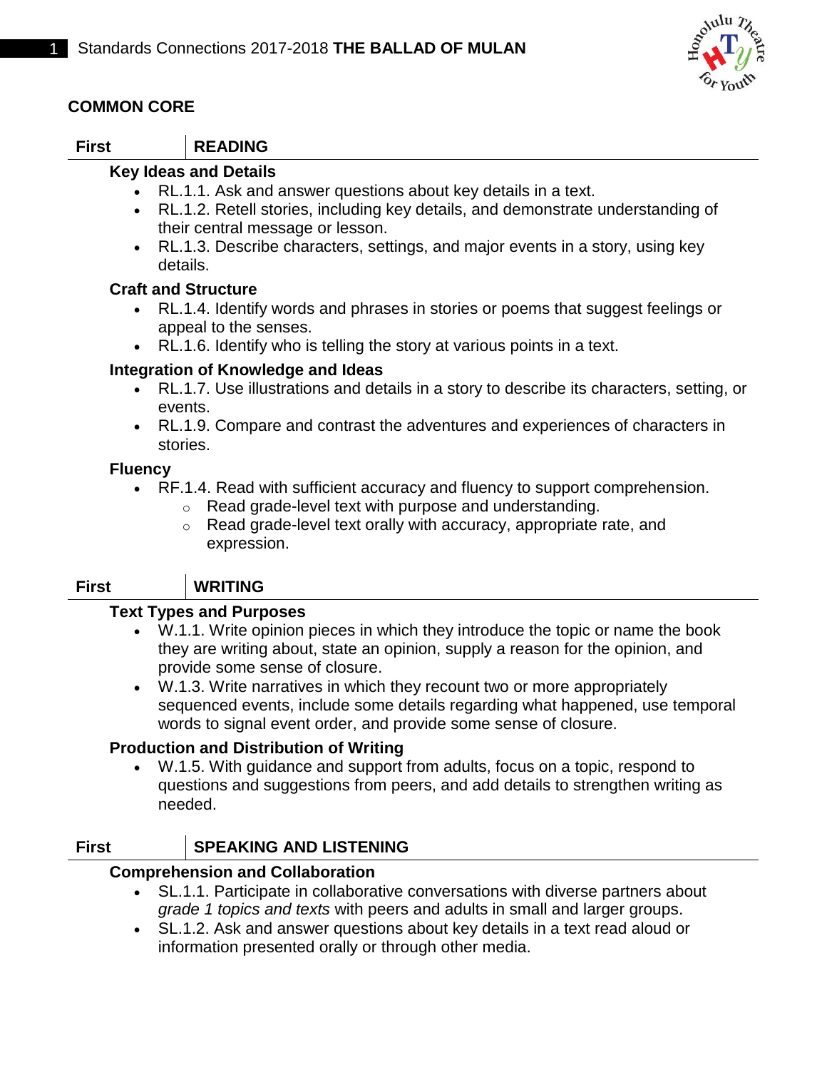## COMMON CORE

### First | READING

**Key Ideas and Details**

- RL.1.1. Ask and answer questions about key details in a text.
- RL.1.2. Retell stories, including key details, and demonstrate understanding of their central message or lesson.
- RL.1.3. Describe characters, settings, and major events in a story, using key details.

**Craft and Structure**

- RL.1.4. Identify words and phrases in stories or poems that suggest feelings or appeal to the senses.
- RL.1.6. Identify who is telling the story at various points in a text.

**Integration of Knowledge and Ideas**

- RL.1.7. Use illustrations and details in a story to describe its characters, setting, or events.
- RL.1.9. Compare and contrast the adventures and experiences of characters in stories.

**Fluency**

- RF.1.4. Read with sufficient accuracy and fluency to support comprehension.
  - Read grade-level text with purpose and understanding.
  - Read grade-level text orally with accuracy, appropriate rate, and expression.

### First | WRITING

**Text Types and Purposes**

- W.1.1. Write opinion pieces in which they introduce the topic or name the book they are writing about, state an opinion, supply a reason for the opinion, and provide some sense of closure.
- W.1.3. Write narratives in which they recount two or more appropriately sequenced events, include some details regarding what happened, use temporal words to signal event order, and provide some sense of closure.

**Production and Distribution of Writing**

- W.1.5. With guidance and support from adults, focus on a topic, respond to questions and suggestions from peers, and add details to strengthen writing as needed.

### First | SPEAKING AND LISTENING

**Comprehension and Collaboration**

- SL.1.1. Participate in collaborative conversations with diverse partners about *grade 1 topics and texts* with peers and adults in small and larger groups.
- SL.1.2. Ask and answer questions about key details in a text read aloud or information presented orally or through other media.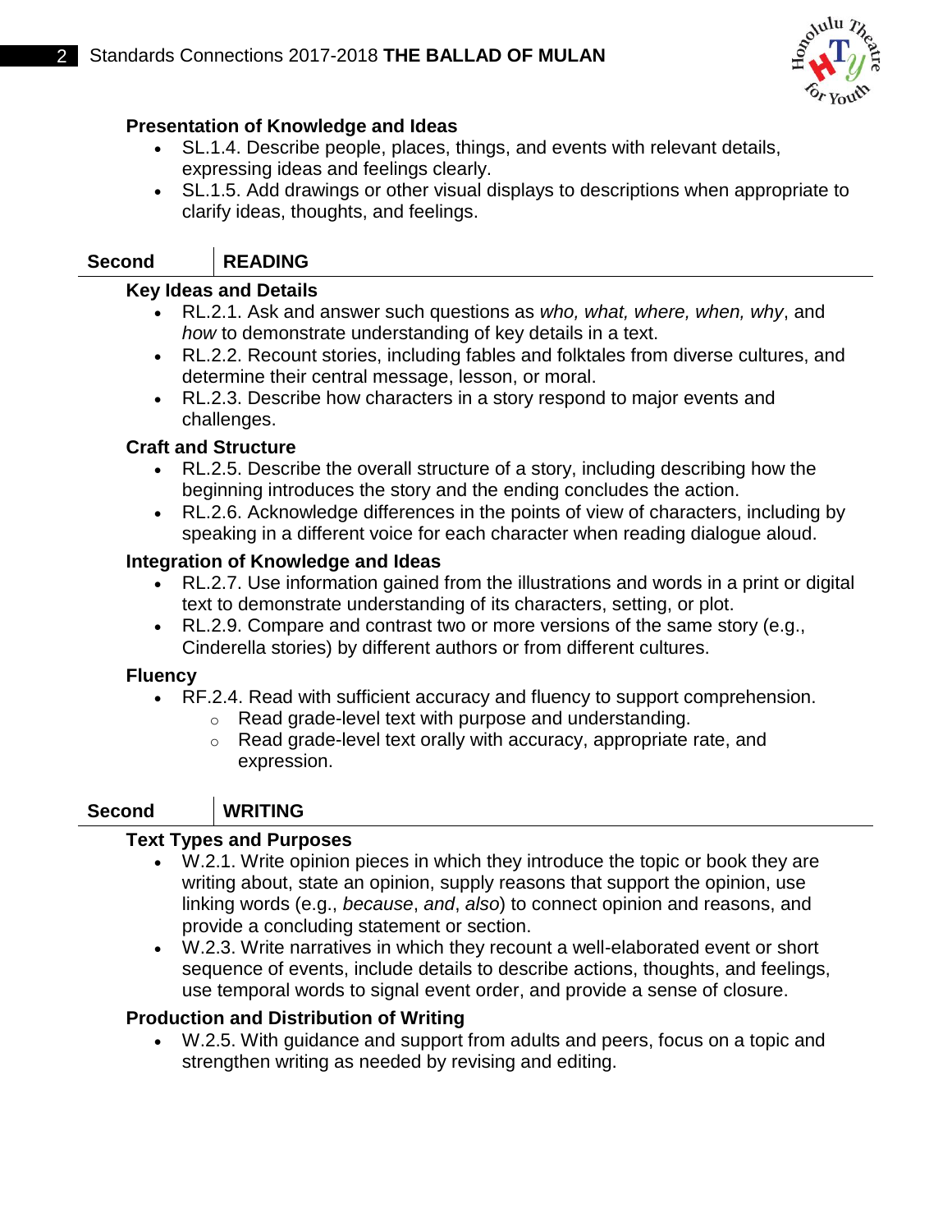### Presentation of Knowledge and Ideas

- SL.1.4. Describe people, places, things, and events with relevant details, expressing ideas and feelings clearly.
- SL.1.5. Add drawings or other visual displays to descriptions when appropriate to clarify ideas, thoughts, and feelings.

## Second | READING

### Key Ideas and Details

- RL.2.1. Ask and answer such questions as *who, what, where, when, why*, and *how* to demonstrate understanding of key details in a text.
- RL.2.2. Recount stories, including fables and folktales from diverse cultures, and determine their central message, lesson, or moral.
- RL.2.3. Describe how characters in a story respond to major events and challenges.

### Craft and Structure

- RL.2.5. Describe the overall structure of a story, including describing how the beginning introduces the story and the ending concludes the action.
- RL.2.6. Acknowledge differences in the points of view of characters, including by speaking in a different voice for each character when reading dialogue aloud.

### Integration of Knowledge and Ideas

- RL.2.7. Use information gained from the illustrations and words in a print or digital text to demonstrate understanding of its characters, setting, or plot.
- RL.2.9. Compare and contrast two or more versions of the same story (e.g., Cinderella stories) by different authors or from different cultures.

### Fluency

- RF.2.4. Read with sufficient accuracy and fluency to support comprehension.
  - Read grade-level text with purpose and understanding.
  - Read grade-level text orally with accuracy, appropriate rate, and expression.

## Second | WRITING

### Text Types and Purposes

- W.2.1. Write opinion pieces in which they introduce the topic or book they are writing about, state an opinion, supply reasons that support the opinion, use linking words (e.g., *because*, *and*, *also*) to connect opinion and reasons, and provide a concluding statement or section.
- W.2.3. Write narratives in which they recount a well-elaborated event or short sequence of events, include details to describe actions, thoughts, and feelings, use temporal words to signal event order, and provide a sense of closure.

### Production and Distribution of Writing

- W.2.5. With guidance and support from adults and peers, focus on a topic and strengthen writing as needed by revising and editing.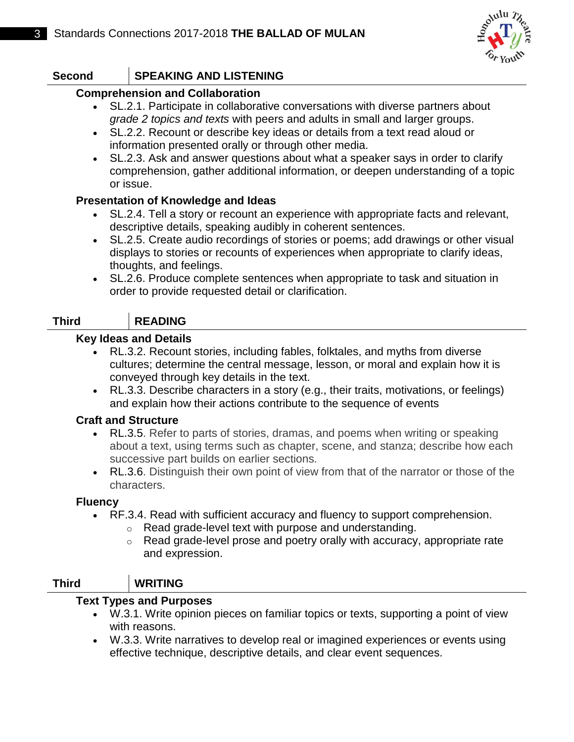## Second | SPEAKING AND LISTENING

### Comprehension and Collaboration

- SL.2.1. Participate in collaborative conversations with diverse partners about *grade 2 topics and texts* with peers and adults in small and larger groups.
- SL.2.2. Recount or describe key ideas or details from a text read aloud or information presented orally or through other media.
- SL.2.3. Ask and answer questions about what a speaker says in order to clarify comprehension, gather additional information, or deepen understanding of a topic or issue.

### Presentation of Knowledge and Ideas

- SL.2.4. Tell a story or recount an experience with appropriate facts and relevant, descriptive details, speaking audibly in coherent sentences.
- SL.2.5. Create audio recordings of stories or poems; add drawings or other visual displays to stories or recounts of experiences when appropriate to clarify ideas, thoughts, and feelings.
- SL.2.6. Produce complete sentences when appropriate to task and situation in order to provide requested detail or clarification.

## Third | READING

### Key Ideas and Details

- RL.3.2. Recount stories, including fables, folktales, and myths from diverse cultures; determine the central message, lesson, or moral and explain how it is conveyed through key details in the text.
- RL.3.3. Describe characters in a story (e.g., their traits, motivations, or feelings) and explain how their actions contribute to the sequence of events

### Craft and Structure

- RL.3.5. Refer to parts of stories, dramas, and poems when writing or speaking about a text, using terms such as chapter, scene, and stanza; describe how each successive part builds on earlier sections.
- RL.3.6. Distinguish their own point of view from that of the narrator or those of the characters.

### Fluency

- RF.3.4. Read with sufficient accuracy and fluency to support comprehension.
  - Read grade-level text with purpose and understanding.
  - Read grade-level prose and poetry orally with accuracy, appropriate rate and expression.

## Third | WRITING

### Text Types and Purposes

- W.3.1. Write opinion pieces on familiar topics or texts, supporting a point of view with reasons.
- W.3.3. Write narratives to develop real or imagined experiences or events using effective technique, descriptive details, and clear event sequences.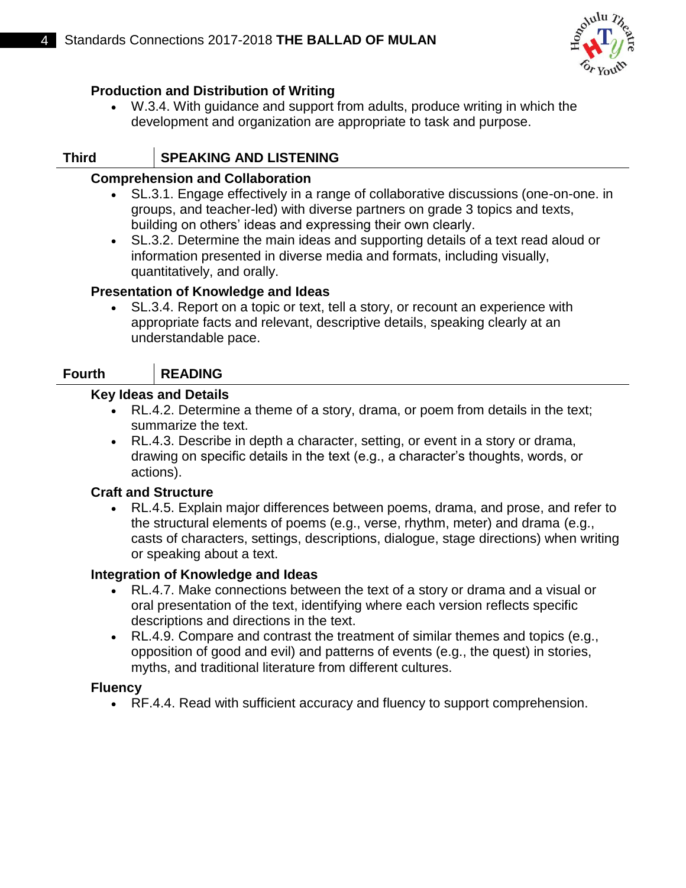### Production and Distribution of Writing

- W.3.4. With guidance and support from adults, produce writing in which the development and organization are appropriate to task and purpose.

## Third | SPEAKING AND LISTENING

### Comprehension and Collaboration

- SL.3.1. Engage effectively in a range of collaborative discussions (one-on-one. in groups, and teacher-led) with diverse partners on grade 3 topics and texts, building on others' ideas and expressing their own clearly.
- SL.3.2. Determine the main ideas and supporting details of a text read aloud or information presented in diverse media and formats, including visually, quantitatively, and orally.

### Presentation of Knowledge and Ideas

- SL.3.4. Report on a topic or text, tell a story, or recount an experience with appropriate facts and relevant, descriptive details, speaking clearly at an understandable pace.

## Fourth | READING

### Key Ideas and Details

- RL.4.2. Determine a theme of a story, drama, or poem from details in the text; summarize the text.
- RL.4.3. Describe in depth a character, setting, or event in a story or drama, drawing on specific details in the text (e.g., a character's thoughts, words, or actions).

### Craft and Structure

- RL.4.5. Explain major differences between poems, drama, and prose, and refer to the structural elements of poems (e.g., verse, rhythm, meter) and drama (e.g., casts of characters, settings, descriptions, dialogue, stage directions) when writing or speaking about a text.

### Integration of Knowledge and Ideas

- RL.4.7. Make connections between the text of a story or drama and a visual or oral presentation of the text, identifying where each version reflects specific descriptions and directions in the text.
- RL.4.9. Compare and contrast the treatment of similar themes and topics (e.g., opposition of good and evil) and patterns of events (e.g., the quest) in stories, myths, and traditional literature from different cultures.

### Fluency

- RF.4.4. Read with sufficient accuracy and fluency to support comprehension.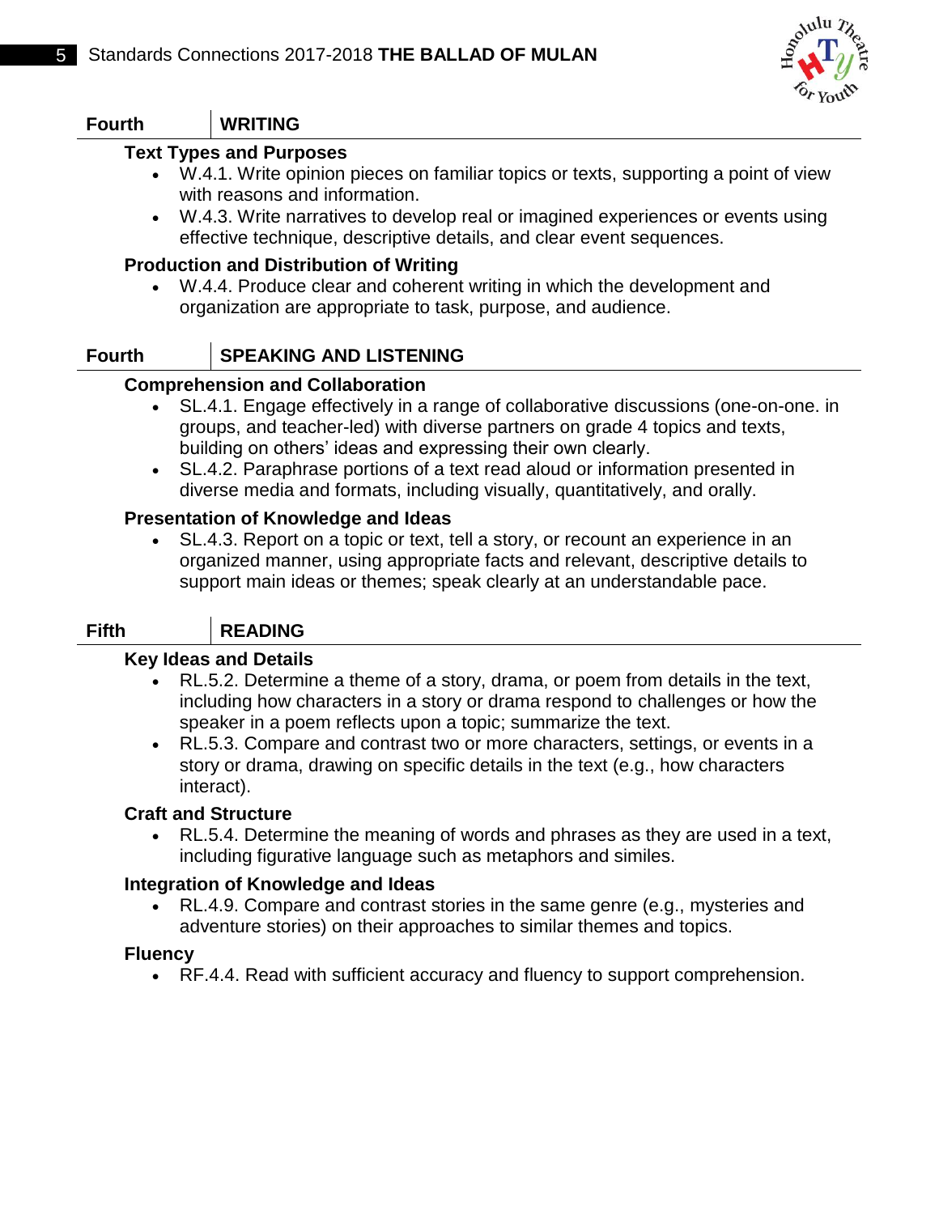## Fourth | WRITING

### Text Types and Purposes

- W.4.1. Write opinion pieces on familiar topics or texts, supporting a point of view with reasons and information.
- W.4.3. Write narratives to develop real or imagined experiences or events using effective technique, descriptive details, and clear event sequences.

### Production and Distribution of Writing

- W.4.4. Produce clear and coherent writing in which the development and organization are appropriate to task, purpose, and audience.

## Fourth | SPEAKING AND LISTENING

### Comprehension and Collaboration

- SL.4.1. Engage effectively in a range of collaborative discussions (one-on-one. in groups, and teacher-led) with diverse partners on grade 4 topics and texts, building on others' ideas and expressing their own clearly.
- SL.4.2. Paraphrase portions of a text read aloud or information presented in diverse media and formats, including visually, quantitatively, and orally.

### Presentation of Knowledge and Ideas

- SL.4.3. Report on a topic or text, tell a story, or recount an experience in an organized manner, using appropriate facts and relevant, descriptive details to support main ideas or themes; speak clearly at an understandable pace.

## Fifth | READING

### Key Ideas and Details

- RL.5.2. Determine a theme of a story, drama, or poem from details in the text, including how characters in a story or drama respond to challenges or how the speaker in a poem reflects upon a topic; summarize the text.
- RL.5.3. Compare and contrast two or more characters, settings, or events in a story or drama, drawing on specific details in the text (e.g., how characters interact).

### Craft and Structure

- RL.5.4. Determine the meaning of words and phrases as they are used in a text, including figurative language such as metaphors and similes.

### Integration of Knowledge and Ideas

- RL.4.9. Compare and contrast stories in the same genre (e.g., mysteries and adventure stories) on their approaches to similar themes and topics.

### Fluency

- RF.4.4. Read with sufficient accuracy and fluency to support comprehension.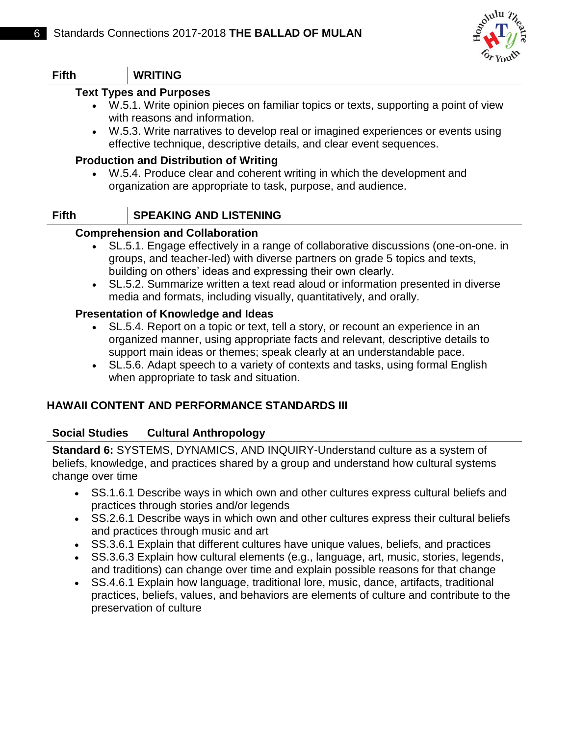| Fifth | WRITING |
|---|---|

**Text Types and Purposes**

- W.5.1. Write opinion pieces on familiar topics or texts, supporting a point of view with reasons and information.
- W.5.3. Write narratives to develop real or imagined experiences or events using effective technique, descriptive details, and clear event sequences.

**Production and Distribution of Writing**

- W.5.4. Produce clear and coherent writing in which the development and organization are appropriate to task, purpose, and audience.

| Fifth | SPEAKING AND LISTENING |
|---|---|

**Comprehension and Collaboration**

- SL.5.1. Engage effectively in a range of collaborative discussions (one-on-one. in groups, and teacher-led) with diverse partners on grade 5 topics and texts, building on others' ideas and expressing their own clearly.
- SL.5.2. Summarize written a text read aloud or information presented in diverse media and formats, including visually, quantitatively, and orally.

**Presentation of Knowledge and Ideas**

- SL.5.4. Report on a topic or text, tell a story, or recount an experience in an organized manner, using appropriate facts and relevant, descriptive details to support main ideas or themes; speak clearly at an understandable pace.
- SL.5.6. Adapt speech to a variety of contexts and tasks, using formal English when appropriate to task and situation.

## HAWAII CONTENT AND PERFORMANCE STANDARDS III

| Social Studies | Cultural Anthropology |
|---|---|

**Standard 6:** SYSTEMS, DYNAMICS, AND INQUIRY-Understand culture as a system of beliefs, knowledge, and practices shared by a group and understand how cultural systems change over time

- SS.1.6.1 Describe ways in which own and other cultures express cultural beliefs and practices through stories and/or legends
- SS.2.6.1 Describe ways in which own and other cultures express their cultural beliefs and practices through music and art
- SS.3.6.1 Explain that different cultures have unique values, beliefs, and practices
- SS.3.6.3 Explain how cultural elements (e.g., language, art, music, stories, legends, and traditions) can change over time and explain possible reasons for that change
- SS.4.6.1 Explain how language, traditional lore, music, dance, artifacts, traditional practices, beliefs, values, and behaviors are elements of culture and contribute to the preservation of culture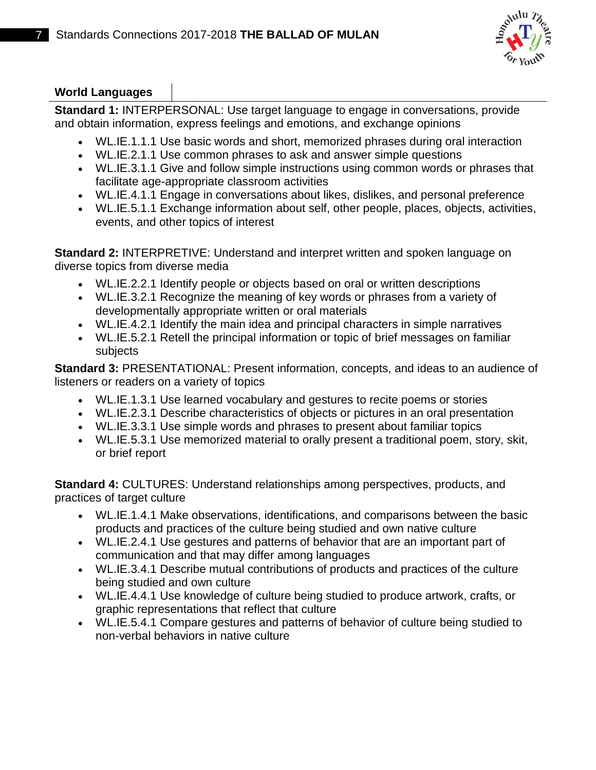## World Languages

**Standard 1:** INTERPERSONAL: Use target language to engage in conversations, provide and obtain information, express feelings and emotions, and exchange opinions

- WL.IE.1.1.1 Use basic words and short, memorized phrases during oral interaction
- WL.IE.2.1.1 Use common phrases to ask and answer simple questions
- WL.IE.3.1.1 Give and follow simple instructions using common words or phrases that facilitate age-appropriate classroom activities
- WL.IE.4.1.1 Engage in conversations about likes, dislikes, and personal preference
- WL.IE.5.1.1 Exchange information about self, other people, places, objects, activities, events, and other topics of interest

**Standard 2:** INTERPRETIVE: Understand and interpret written and spoken language on diverse topics from diverse media

- WL.IE.2.2.1 Identify people or objects based on oral or written descriptions
- WL.IE.3.2.1 Recognize the meaning of key words or phrases from a variety of developmentally appropriate written or oral materials
- WL.IE.4.2.1 Identify the main idea and principal characters in simple narratives
- WL.IE.5.2.1 Retell the principal information or topic of brief messages on familiar subjects

**Standard 3:** PRESENTATIONAL: Present information, concepts, and ideas to an audience of listeners or readers on a variety of topics

- WL.IE.1.3.1 Use learned vocabulary and gestures to recite poems or stories
- WL.IE.2.3.1 Describe characteristics of objects or pictures in an oral presentation
- WL.IE.3.3.1 Use simple words and phrases to present about familiar topics
- WL.IE.5.3.1 Use memorized material to orally present a traditional poem, story, skit, or brief report

**Standard 4:** CULTURES: Understand relationships among perspectives, products, and practices of target culture

- WL.IE.1.4.1 Make observations, identifications, and comparisons between the basic products and practices of the culture being studied and own native culture
- WL.IE.2.4.1 Use gestures and patterns of behavior that are an important part of communication and that may differ among languages
- WL.IE.3.4.1 Describe mutual contributions of products and practices of the culture being studied and own culture
- WL.IE.4.4.1 Use knowledge of culture being studied to produce artwork, crafts, or graphic representations that reflect that culture
- WL.IE.5.4.1 Compare gestures and patterns of behavior of culture being studied to non-verbal behaviors in native culture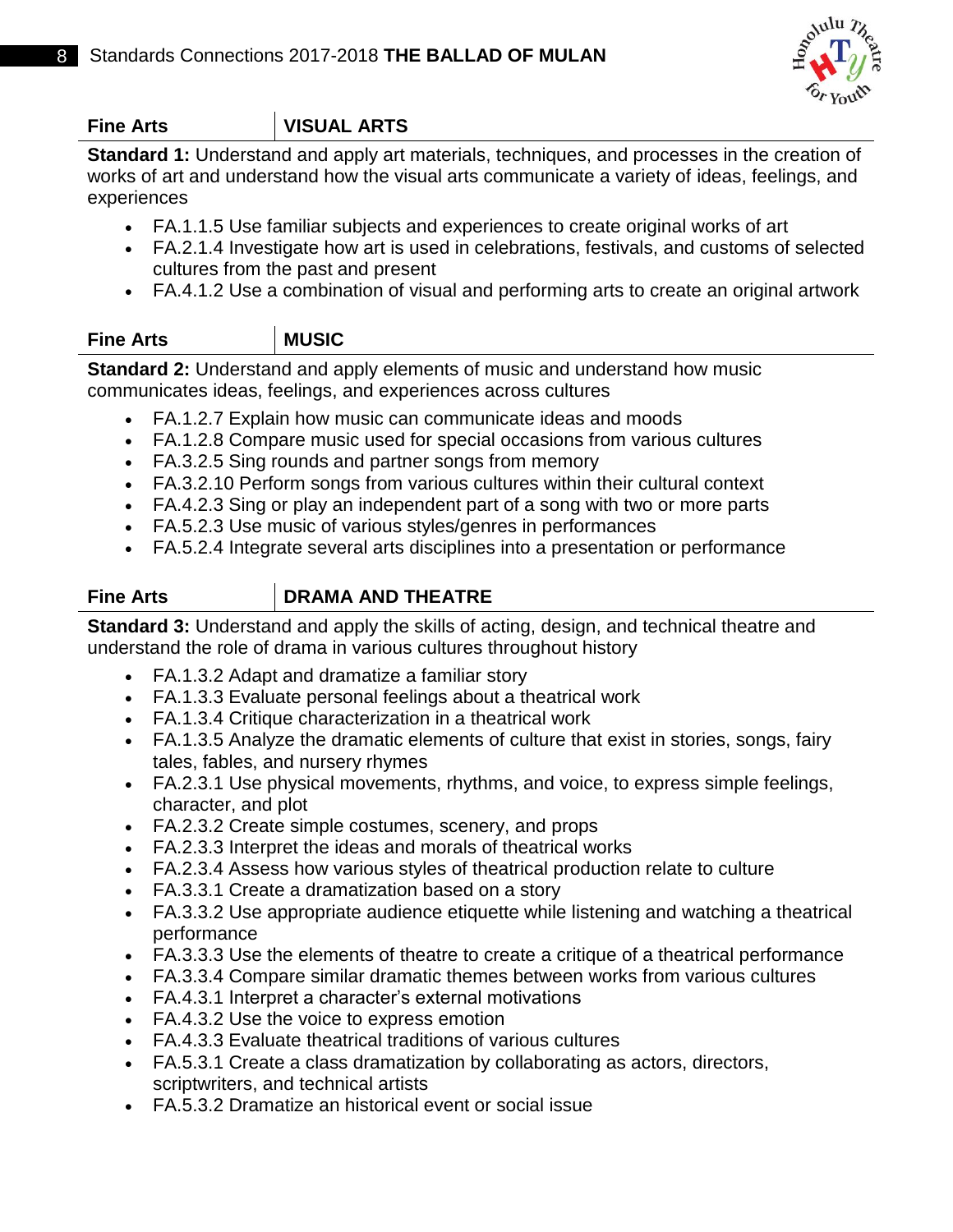| Fine Arts | VISUAL ARTS |
| --- | --- |

**Standard 1:** Understand and apply art materials, techniques, and processes in the creation of works of art and understand how the visual arts communicate a variety of ideas, feelings, and experiences

- FA.1.1.5 Use familiar subjects and experiences to create original works of art
- FA.2.1.4 Investigate how art is used in celebrations, festivals, and customs of selected cultures from the past and present
- FA.4.1.2 Use a combination of visual and performing arts to create an original artwork

| Fine Arts | MUSIC |
| --- | --- |

**Standard 2:** Understand and apply elements of music and understand how music communicates ideas, feelings, and experiences across cultures

- FA.1.2.7 Explain how music can communicate ideas and moods
- FA.1.2.8 Compare music used for special occasions from various cultures
- FA.3.2.5 Sing rounds and partner songs from memory
- FA.3.2.10 Perform songs from various cultures within their cultural context
- FA.4.2.3 Sing or play an independent part of a song with two or more parts
- FA.5.2.3 Use music of various styles/genres in performances
- FA.5.2.4 Integrate several arts disciplines into a presentation or performance

| Fine Arts | DRAMA AND THEATRE |
| --- | --- |

**Standard 3:** Understand and apply the skills of acting, design, and technical theatre and understand the role of drama in various cultures throughout history

- FA.1.3.2 Adapt and dramatize a familiar story
- FA.1.3.3 Evaluate personal feelings about a theatrical work
- FA.1.3.4 Critique characterization in a theatrical work
- FA.1.3.5 Analyze the dramatic elements of culture that exist in stories, songs, fairy tales, fables, and nursery rhymes
- FA.2.3.1 Use physical movements, rhythms, and voice, to express simple feelings, character, and plot
- FA.2.3.2 Create simple costumes, scenery, and props
- FA.2.3.3 Interpret the ideas and morals of theatrical works
- FA.2.3.4 Assess how various styles of theatrical production relate to culture
- FA.3.3.1 Create a dramatization based on a story
- FA.3.3.2 Use appropriate audience etiquette while listening and watching a theatrical performance
- FA.3.3.3 Use the elements of theatre to create a critique of a theatrical performance
- FA.3.3.4 Compare similar dramatic themes between works from various cultures
- FA.4.3.1 Interpret a character's external motivations
- FA.4.3.2 Use the voice to express emotion
- FA.4.3.3 Evaluate theatrical traditions of various cultures
- FA.5.3.1 Create a class dramatization by collaborating as actors, directors, scriptwriters, and technical artists
- FA.5.3.2 Dramatize an historical event or social issue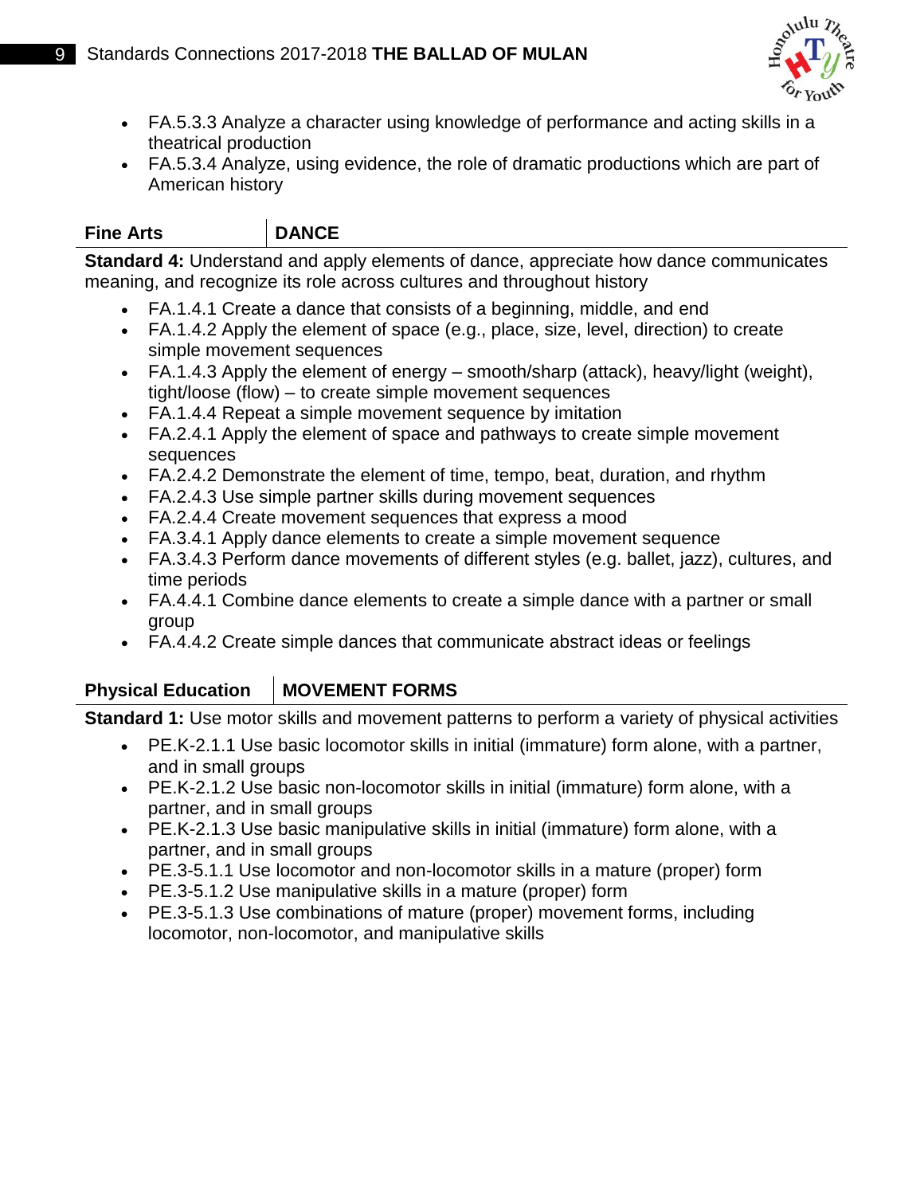- FA.5.3.3 Analyze a character using knowledge of performance and acting skills in a theatrical production
- FA.5.3.4 Analyze, using evidence, the role of dramatic productions which are part of American history

| Fine Arts | DANCE |
| --- | --- |

**Standard 4:** Understand and apply elements of dance, appreciate how dance communicates meaning, and recognize its role across cultures and throughout history

- FA.1.4.1 Create a dance that consists of a beginning, middle, and end
- FA.1.4.2 Apply the element of space (e.g., place, size, level, direction) to create simple movement sequences
- FA.1.4.3 Apply the element of energy – smooth/sharp (attack), heavy/light (weight), tight/loose (flow) – to create simple movement sequences
- FA.1.4.4 Repeat a simple movement sequence by imitation
- FA.2.4.1 Apply the element of space and pathways to create simple movement sequences
- FA.2.4.2 Demonstrate the element of time, tempo, beat, duration, and rhythm
- FA.2.4.3 Use simple partner skills during movement sequences
- FA.2.4.4 Create movement sequences that express a mood
- FA.3.4.1 Apply dance elements to create a simple movement sequence
- FA.3.4.3 Perform dance movements of different styles (e.g. ballet, jazz), cultures, and time periods
- FA.4.4.1 Combine dance elements to create a simple dance with a partner or small group
- FA.4.4.2 Create simple dances that communicate abstract ideas or feelings

| Physical Education | MOVEMENT FORMS |
| --- | --- |

**Standard 1:** Use motor skills and movement patterns to perform a variety of physical activities

- PE.K-2.1.1 Use basic locomotor skills in initial (immature) form alone, with a partner, and in small groups
- PE.K-2.1.2 Use basic non-locomotor skills in initial (immature) form alone, with a partner, and in small groups
- PE.K-2.1.3 Use basic manipulative skills in initial (immature) form alone, with a partner, and in small groups
- PE.3-5.1.1 Use locomotor and non-locomotor skills in a mature (proper) form
- PE.3-5.1.2 Use manipulative skills in a mature (proper) form
- PE.3-5.1.3 Use combinations of mature (proper) movement forms, including locomotor, non-locomotor, and manipulative skills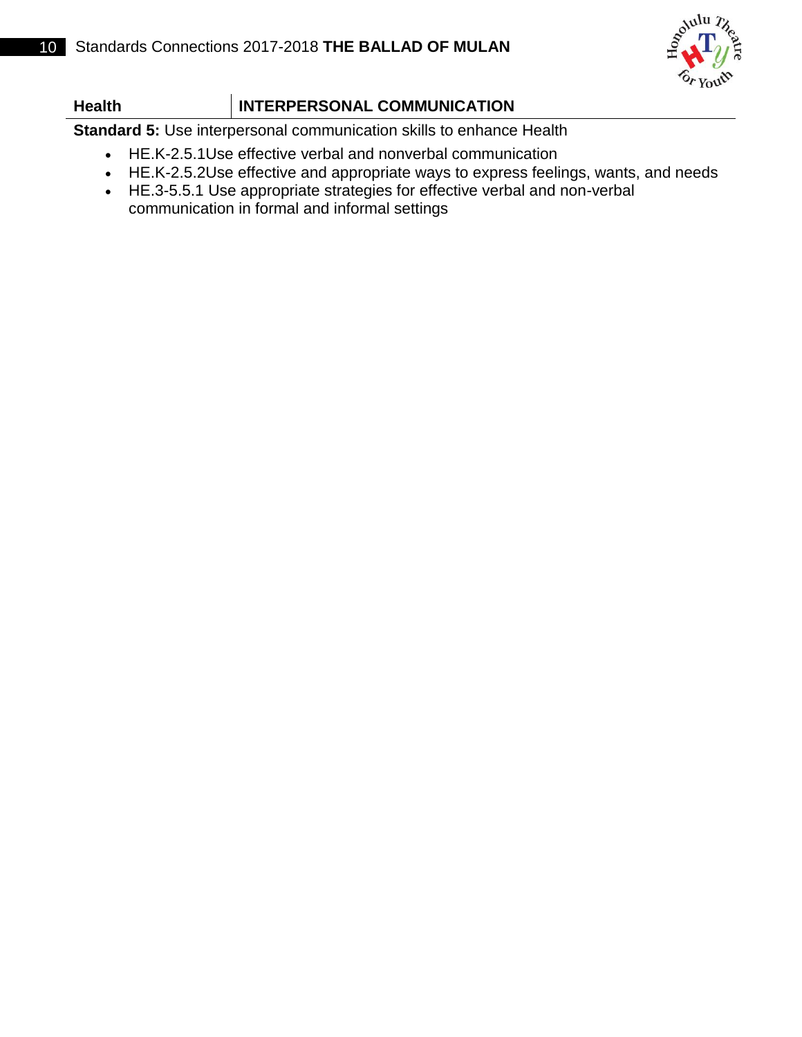| Health | INTERPERSONAL COMMUNICATION |
| --- | --- |

**Standard 5:** Use interpersonal communication skills to enhance Health

- HE.K-2.5.1Use effective verbal and nonverbal communication
- HE.K-2.5.2Use effective and appropriate ways to express feelings, wants, and needs
- HE.3-5.5.1 Use appropriate strategies for effective verbal and non-verbal communication in formal and informal settings